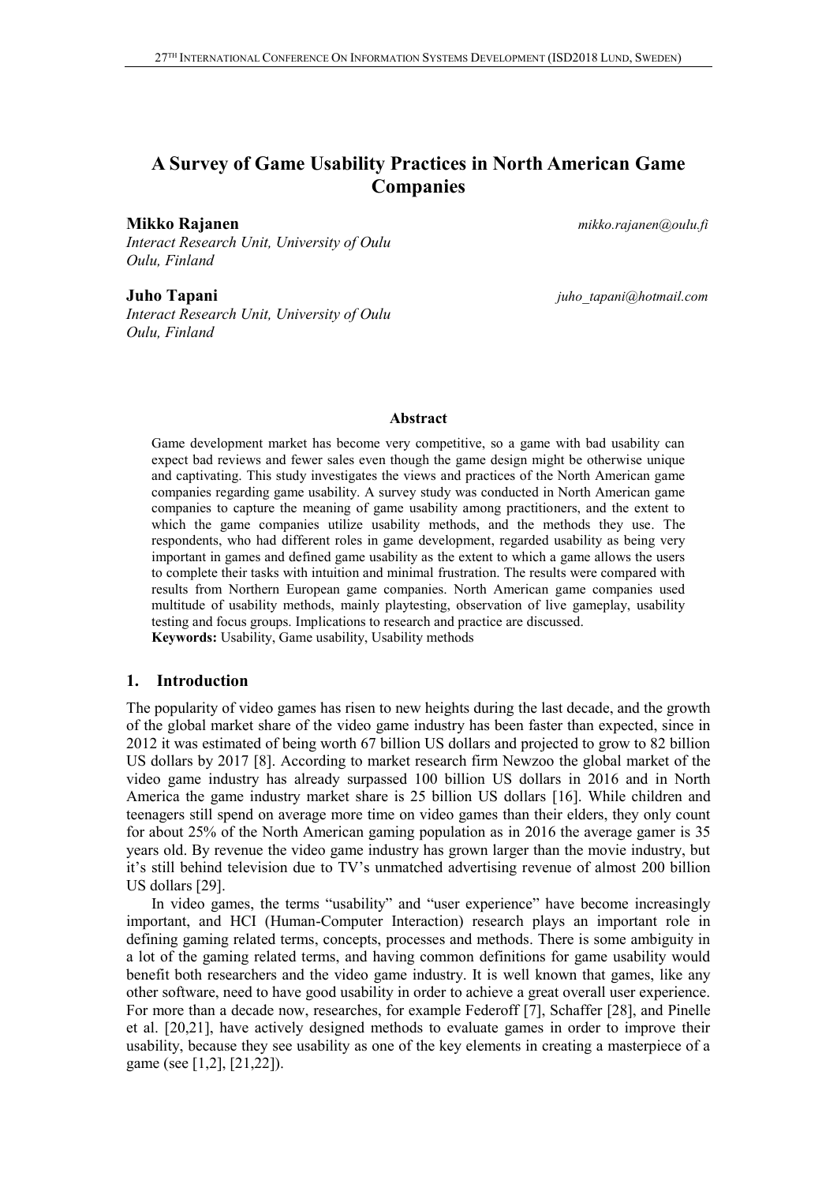# A Survey of Game Usability Practices in North American Game Companies

**Mikko Rajanen** *mikko.rajanen@oulu.fi*
*Interact Research Unit, University of Oulu*
*Oulu, Finland*

**Juho Tapani** *juho_tapani@hotmail.com*
*Interact Research Unit, University of Oulu*
*Oulu, Finland*

### Abstract

Game development market has become very competitive, so a game with bad usability can expect bad reviews and fewer sales even though the game design might be otherwise unique and captivating. This study investigates the views and practices of the North American game companies regarding game usability. A survey study was conducted in North American game companies to capture the meaning of game usability among practitioners, and the extent to which the game companies utilize usability methods, and the methods they use. The respondents, who had different roles in game development, regarded usability as being very important in games and defined game usability as the extent to which a game allows the users to complete their tasks with intuition and minimal frustration. The results were compared with results from Northern European game companies. North American game companies used multitude of usability methods, mainly playtesting, observation of live gameplay, usability testing and focus groups. Implications to research and practice are discussed.

**Keywords:** Usability, Game usability, Usability methods

## 1. Introduction

The popularity of video games has risen to new heights during the last decade, and the growth of the global market share of the video game industry has been faster than expected, since in 2012 it was estimated of being worth 67 billion US dollars and projected to grow to 82 billion US dollars by 2017 [8]. According to market research firm Newzoo the global market of the video game industry has already surpassed 100 billion US dollars in 2016 and in North America the game industry market share is 25 billion US dollars [16]. While children and teenagers still spend on average more time on video games than their elders, they only count for about 25% of the North American gaming population as in 2016 the average gamer is 35 years old. By revenue the video game industry has grown larger than the movie industry, but it's still behind television due to TV's unmatched advertising revenue of almost 200 billion US dollars [29].

In video games, the terms "usability" and "user experience" have become increasingly important, and HCI (Human-Computer Interaction) research plays an important role in defining gaming related terms, concepts, processes and methods. There is some ambiguity in a lot of the gaming related terms, and having common definitions for game usability would benefit both researchers and the video game industry. It is well known that games, like any other software, need to have good usability in order to achieve a great overall user experience. For more than a decade now, researches, for example Federoff [7], Schaffer [28], and Pinelle et al. [20,21], have actively designed methods to evaluate games in order to improve their usability, because they see usability as one of the key elements in creating a masterpiece of a game (see [1,2], [21,22]).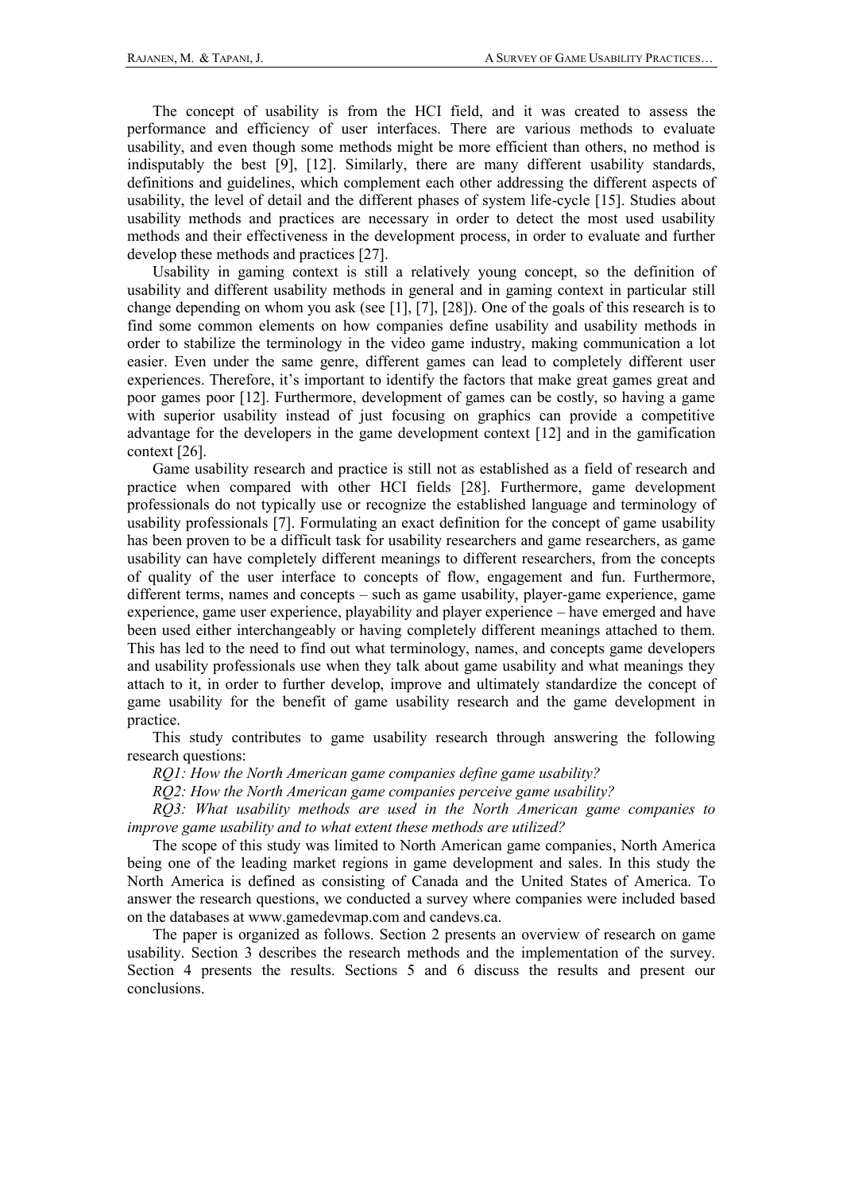The concept of usability is from the HCI field, and it was created to assess the performance and efficiency of user interfaces. There are various methods to evaluate usability, and even though some methods might be more efficient than others, no method is indisputably the best [9], [12]. Similarly, there are many different usability standards, definitions and guidelines, which complement each other addressing the different aspects of usability, the level of detail and the different phases of system life-cycle [15]. Studies about usability methods and practices are necessary in order to detect the most used usability methods and their effectiveness in the development process, in order to evaluate and further develop these methods and practices [27].

Usability in gaming context is still a relatively young concept, so the definition of usability and different usability methods in general and in gaming context in particular still change depending on whom you ask (see [1], [7], [28]). One of the goals of this research is to find some common elements on how companies define usability and usability methods in order to stabilize the terminology in the video game industry, making communication a lot easier. Even under the same genre, different games can lead to completely different user experiences. Therefore, it's important to identify the factors that make great games great and poor games poor [12]. Furthermore, development of games can be costly, so having a game with superior usability instead of just focusing on graphics can provide a competitive advantage for the developers in the game development context [12] and in the gamification context [26].

Game usability research and practice is still not as established as a field of research and practice when compared with other HCI fields [28]. Furthermore, game development professionals do not typically use or recognize the established language and terminology of usability professionals [7]. Formulating an exact definition for the concept of game usability has been proven to be a difficult task for usability researchers and game researchers, as game usability can have completely different meanings to different researchers, from the concepts of quality of the user interface to concepts of flow, engagement and fun. Furthermore, different terms, names and concepts – such as game usability, player-game experience, game experience, game user experience, playability and player experience – have emerged and have been used either interchangeably or having completely different meanings attached to them. This has led to the need to find out what terminology, names, and concepts game developers and usability professionals use when they talk about game usability and what meanings they attach to it, in order to further develop, improve and ultimately standardize the concept of game usability for the benefit of game usability research and the game development in practice.

This study contributes to game usability research through answering the following research questions:

*RQ1: How the North American game companies define game usability?*

*RQ2: How the North American game companies perceive game usability?*

*RQ3: What usability methods are used in the North American game companies to improve game usability and to what extent these methods are utilized?*

The scope of this study was limited to North American game companies, North America being one of the leading market regions in game development and sales. In this study the North America is defined as consisting of Canada and the United States of America. To answer the research questions, we conducted a survey where companies were included based on the databases at www.gamedevmap.com and candevs.ca.

The paper is organized as follows. Section 2 presents an overview of research on game usability. Section 3 describes the research methods and the implementation of the survey. Section 4 presents the results. Sections 5 and 6 discuss the results and present our conclusions.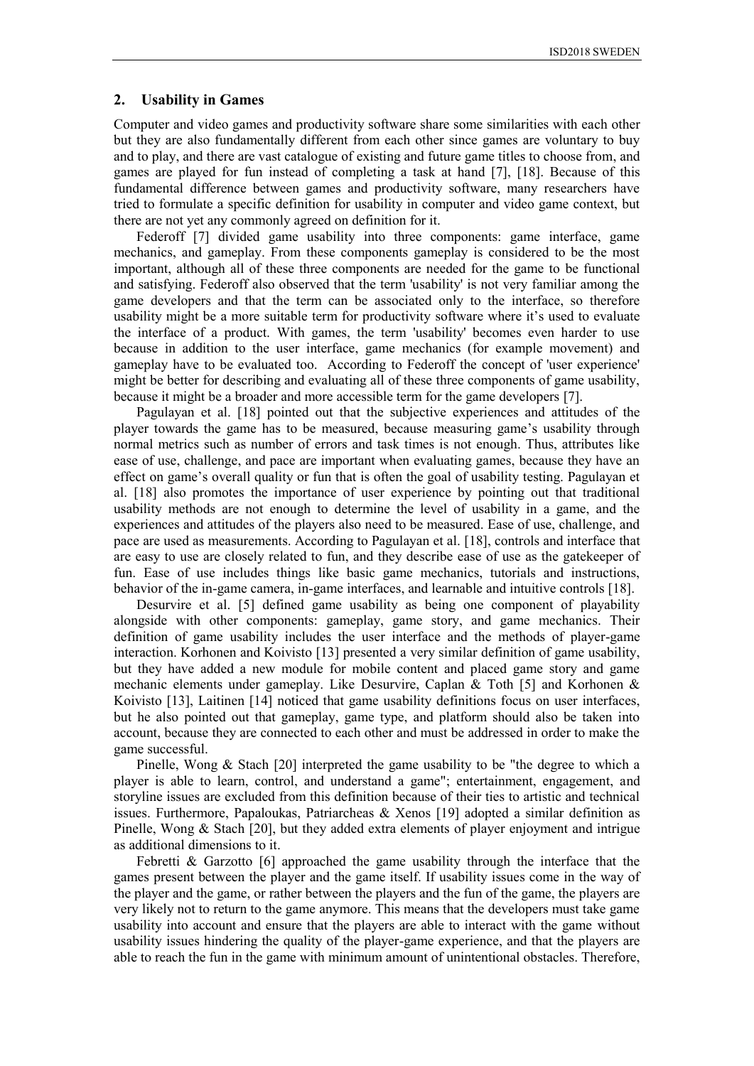## 2. Usability in Games

Computer and video games and productivity software share some similarities with each other but they are also fundamentally different from each other since games are voluntary to buy and to play, and there are vast catalogue of existing and future game titles to choose from, and games are played for fun instead of completing a task at hand [7], [18]. Because of this fundamental difference between games and productivity software, many researchers have tried to formulate a specific definition for usability in computer and video game context, but there are not yet any commonly agreed on definition for it.

Federoff [7] divided game usability into three components: game interface, game mechanics, and gameplay. From these components gameplay is considered to be the most important, although all of these three components are needed for the game to be functional and satisfying. Federoff also observed that the term 'usability' is not very familiar among the game developers and that the term can be associated only to the interface, so therefore usability might be a more suitable term for productivity software where it's used to evaluate the interface of a product. With games, the term 'usability' becomes even harder to use because in addition to the user interface, game mechanics (for example movement) and gameplay have to be evaluated too. According to Federoff the concept of 'user experience' might be better for describing and evaluating all of these three components of game usability, because it might be a broader and more accessible term for the game developers [7].

Pagulayan et al. [18] pointed out that the subjective experiences and attitudes of the player towards the game has to be measured, because measuring game's usability through normal metrics such as number of errors and task times is not enough. Thus, attributes like ease of use, challenge, and pace are important when evaluating games, because they have an effect on game's overall quality or fun that is often the goal of usability testing. Pagulayan et al. [18] also promotes the importance of user experience by pointing out that traditional usability methods are not enough to determine the level of usability in a game, and the experiences and attitudes of the players also need to be measured. Ease of use, challenge, and pace are used as measurements. According to Pagulayan et al. [18], controls and interface that are easy to use are closely related to fun, and they describe ease of use as the gatekeeper of fun. Ease of use includes things like basic game mechanics, tutorials and instructions, behavior of the in-game camera, in-game interfaces, and learnable and intuitive controls [18].

Desurvire et al. [5] defined game usability as being one component of playability alongside with other components: gameplay, game story, and game mechanics. Their definition of game usability includes the user interface and the methods of player-game interaction. Korhonen and Koivisto [13] presented a very similar definition of game usability, but they have added a new module for mobile content and placed game story and game mechanic elements under gameplay. Like Desurvire, Caplan & Toth [5] and Korhonen & Koivisto [13], Laitinen [14] noticed that game usability definitions focus on user interfaces, but he also pointed out that gameplay, game type, and platform should also be taken into account, because they are connected to each other and must be addressed in order to make the game successful.

Pinelle, Wong & Stach [20] interpreted the game usability to be "the degree to which a player is able to learn, control, and understand a game"; entertainment, engagement, and storyline issues are excluded from this definition because of their ties to artistic and technical issues. Furthermore, Papaloukas, Patriarcheas & Xenos [19] adopted a similar definition as Pinelle, Wong & Stach [20], but they added extra elements of player enjoyment and intrigue as additional dimensions to it.

Febretti & Garzotto [6] approached the game usability through the interface that the games present between the player and the game itself. If usability issues come in the way of the player and the game, or rather between the players and the fun of the game, the players are very likely not to return to the game anymore. This means that the developers must take game usability into account and ensure that the players are able to interact with the game without usability issues hindering the quality of the player-game experience, and that the players are able to reach the fun in the game with minimum amount of unintentional obstacles. Therefore,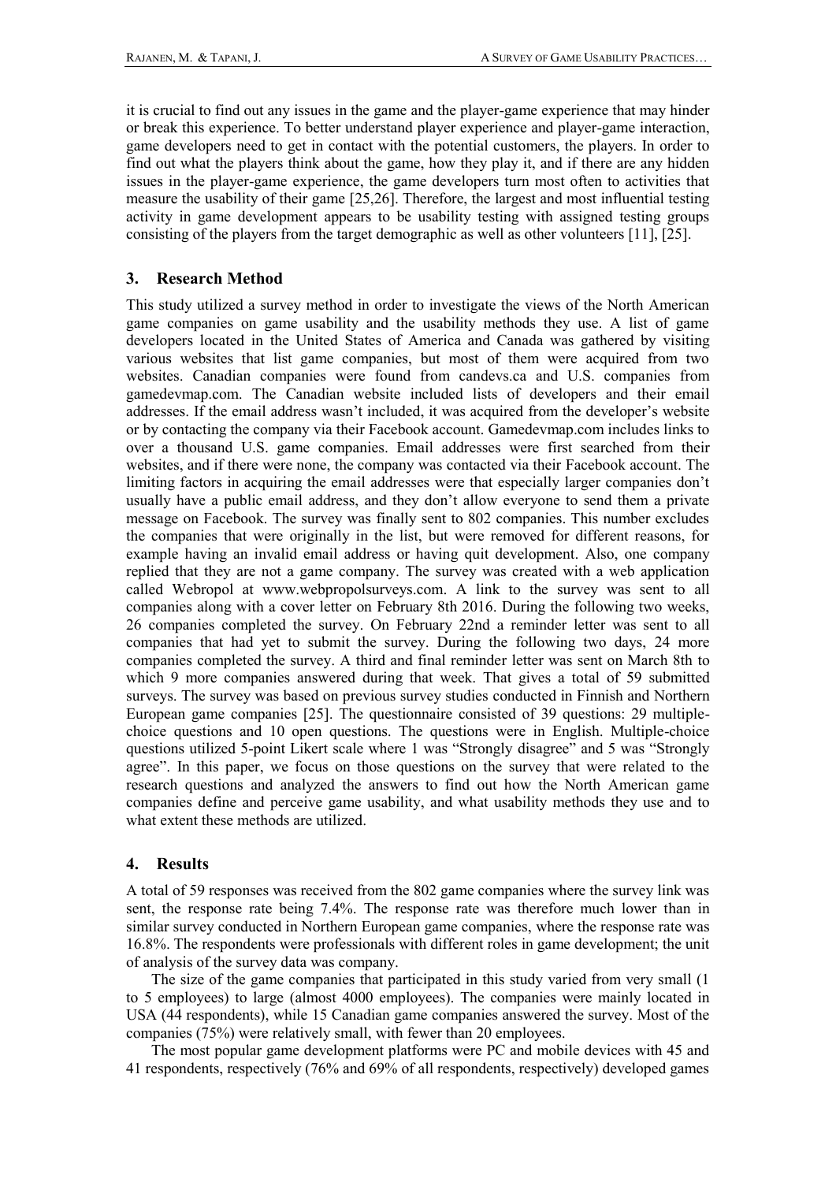it is crucial to find out any issues in the game and the player-game experience that may hinder or break this experience. To better understand player experience and player-game interaction, game developers need to get in contact with the potential customers, the players. In order to find out what the players think about the game, how they play it, and if there are any hidden issues in the player-game experience, the game developers turn most often to activities that measure the usability of their game [25,26]. Therefore, the largest and most influential testing activity in game development appears to be usability testing with assigned testing groups consisting of the players from the target demographic as well as other volunteers [11], [25].

## 3. Research Method

This study utilized a survey method in order to investigate the views of the North American game companies on game usability and the usability methods they use. A list of game developers located in the United States of America and Canada was gathered by visiting various websites that list game companies, but most of them were acquired from two websites. Canadian companies were found from candevs.ca and U.S. companies from gamedevmap.com. The Canadian website included lists of developers and their email addresses. If the email address wasn't included, it was acquired from the developer's website or by contacting the company via their Facebook account. Gamedevmap.com includes links to over a thousand U.S. game companies. Email addresses were first searched from their websites, and if there were none, the company was contacted via their Facebook account. The limiting factors in acquiring the email addresses were that especially larger companies don't usually have a public email address, and they don't allow everyone to send them a private message on Facebook. The survey was finally sent to 802 companies. This number excludes the companies that were originally in the list, but were removed for different reasons, for example having an invalid email address or having quit development. Also, one company replied that they are not a game company. The survey was created with a web application called Webropol at www.webpropolsurveys.com. A link to the survey was sent to all companies along with a cover letter on February 8th 2016. During the following two weeks, 26 companies completed the survey. On February 22nd a reminder letter was sent to all companies that had yet to submit the survey. During the following two days, 24 more companies completed the survey. A third and final reminder letter was sent on March 8th to which 9 more companies answered during that week. That gives a total of 59 submitted surveys. The survey was based on previous survey studies conducted in Finnish and Northern European game companies [25]. The questionnaire consisted of 39 questions: 29 multiple-choice questions and 10 open questions. The questions were in English. Multiple-choice questions utilized 5-point Likert scale where 1 was "Strongly disagree" and 5 was "Strongly agree". In this paper, we focus on those questions on the survey that were related to the research questions and analyzed the answers to find out how the North American game companies define and perceive game usability, and what usability methods they use and to what extent these methods are utilized.

## 4. Results

A total of 59 responses was received from the 802 game companies where the survey link was sent, the response rate being 7.4%. The response rate was therefore much lower than in similar survey conducted in Northern European game companies, where the response rate was 16.8%. The respondents were professionals with different roles in game development; the unit of analysis of the survey data was company.

The size of the game companies that participated in this study varied from very small (1 to 5 employees) to large (almost 4000 employees). The companies were mainly located in USA (44 respondents), while 15 Canadian game companies answered the survey. Most of the companies (75%) were relatively small, with fewer than 20 employees.

The most popular game development platforms were PC and mobile devices with 45 and 41 respondents, respectively (76% and 69% of all respondents, respectively) developed games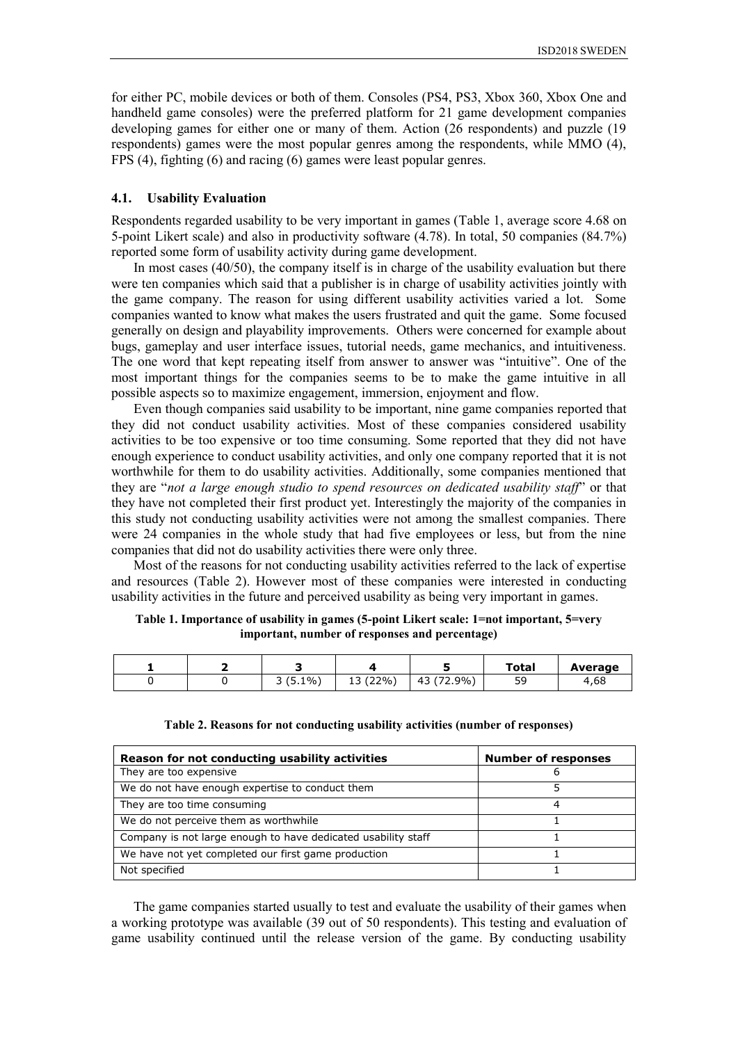for either PC, mobile devices or both of them. Consoles (PS4, PS3, Xbox 360, Xbox One and handheld game consoles) were the preferred platform for 21 game development companies developing games for either one or many of them. Action (26 respondents) and puzzle (19 respondents) games were the most popular genres among the respondents, while MMO (4), FPS (4), fighting (6) and racing (6) games were least popular genres.

### 4.1. Usability Evaluation

Respondents regarded usability to be very important in games (Table 1, average score 4.68 on 5-point Likert scale) and also in productivity software (4.78). In total, 50 companies (84.7%) reported some form of usability activity during game development.

In most cases (40/50), the company itself is in charge of the usability evaluation but there were ten companies which said that a publisher is in charge of usability activities jointly with the game company. The reason for using different usability activities varied a lot. Some companies wanted to know what makes the users frustrated and quit the game. Some focused generally on design and playability improvements. Others were concerned for example about bugs, gameplay and user interface issues, tutorial needs, game mechanics, and intuitiveness. The one word that kept repeating itself from answer to answer was "intuitive". One of the most important things for the companies seems to be to make the game intuitive in all possible aspects so to maximize engagement, immersion, enjoyment and flow.

Even though companies said usability to be important, nine game companies reported that they did not conduct usability activities. Most of these companies considered usability activities to be too expensive or too time consuming. Some reported that they did not have enough experience to conduct usability activities, and only one company reported that it is not worthwhile for them to do usability activities. Additionally, some companies mentioned that they are "*not a large enough studio to spend resources on dedicated usability staff*" or that they have not completed their first product yet. Interestingly the majority of the companies in this study not conducting usability activities were not among the smallest companies. There were 24 companies in the whole study that had five employees or less, but from the nine companies that did not do usability activities there were only three.

Most of the reasons for not conducting usability activities referred to the lack of expertise and resources (Table 2). However most of these companies were interested in conducting usability activities in the future and perceived usability as being very important in games.

**Table 1. Importance of usability in games (5-point Likert scale: 1=not important, 5=very important, number of responses and percentage)**

| 1 | 2 | 3 | 4 | 5 | Total | Average |
|---|---|---|---|---|---|---|
| 0 | 0 | 3 (5.1%) | 13 (22%) | 43 (72.9%) | 59 | 4,68 |

**Table 2. Reasons for not conducting usability activities (number of responses)**

| Reason for not conducting usability activities | Number of responses |
|---|---|
| They are too expensive | 6 |
| We do not have enough expertise to conduct them | 5 |
| They are too time consuming | 4 |
| We do not perceive them as worthwhile | 1 |
| Company is not large enough to have dedicated usability staff | 1 |
| We have not yet completed our first game production | 1 |
| Not specified | 1 |

The game companies started usually to test and evaluate the usability of their games when a working prototype was available (39 out of 50 respondents). This testing and evaluation of game usability continued until the release version of the game. By conducting usability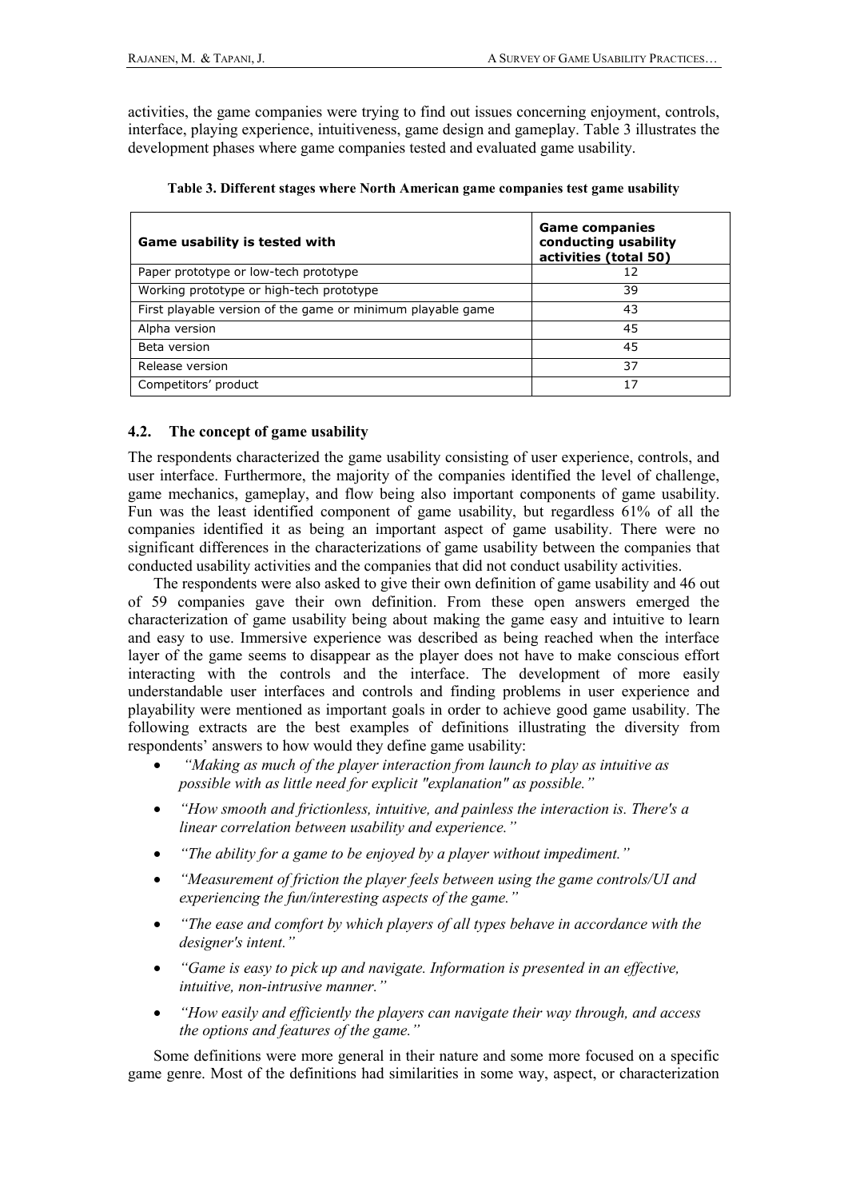activities, the game companies were trying to find out issues concerning enjoyment, controls, interface, playing experience, intuitiveness, game design and gameplay. Table 3 illustrates the development phases where game companies tested and evaluated game usability.

**Table 3. Different stages where North American game companies test game usability**

| Game usability is tested with | Game companies conducting usability activities (total 50) |
|---|---|
| Paper prototype or low-tech prototype | 12 |
| Working prototype or high-tech prototype | 39 |
| First playable version of the game or minimum playable game | 43 |
| Alpha version | 45 |
| Beta version | 45 |
| Release version | 37 |
| Competitors' product | 17 |

### 4.2. The concept of game usability

The respondents characterized the game usability consisting of user experience, controls, and user interface. Furthermore, the majority of the companies identified the level of challenge, game mechanics, gameplay, and flow being also important components of game usability. Fun was the least identified component of game usability, but regardless 61% of all the companies identified it as being an important aspect of game usability. There were no significant differences in the characterizations of game usability between the companies that conducted usability activities and the companies that did not conduct usability activities.

The respondents were also asked to give their own definition of game usability and 46 out of 59 companies gave their own definition. From these open answers emerged the characterization of game usability being about making the game easy and intuitive to learn and easy to use. Immersive experience was described as being reached when the interface layer of the game seems to disappear as the player does not have to make conscious effort interacting with the controls and the interface. The development of more easily understandable user interfaces and controls and finding problems in user experience and playability were mentioned as important goals in order to achieve good game usability. The following extracts are the best examples of definitions illustrating the diversity from respondents' answers to how would they define game usability:

- *"Making as much of the player interaction from launch to play as intuitive as possible with as little need for explicit "explanation" as possible."*
- *"How smooth and frictionless, intuitive, and painless the interaction is. There's a linear correlation between usability and experience."*
- *"The ability for a game to be enjoyed by a player without impediment."*
- *"Measurement of friction the player feels between using the game controls/UI and experiencing the fun/interesting aspects of the game."*
- *"The ease and comfort by which players of all types behave in accordance with the designer's intent."*
- *"Game is easy to pick up and navigate. Information is presented in an effective, intuitive, non-intrusive manner."*
- *"How easily and efficiently the players can navigate their way through, and access the options and features of the game."*

Some definitions were more general in their nature and some more focused on a specific game genre. Most of the definitions had similarities in some way, aspect, or characterization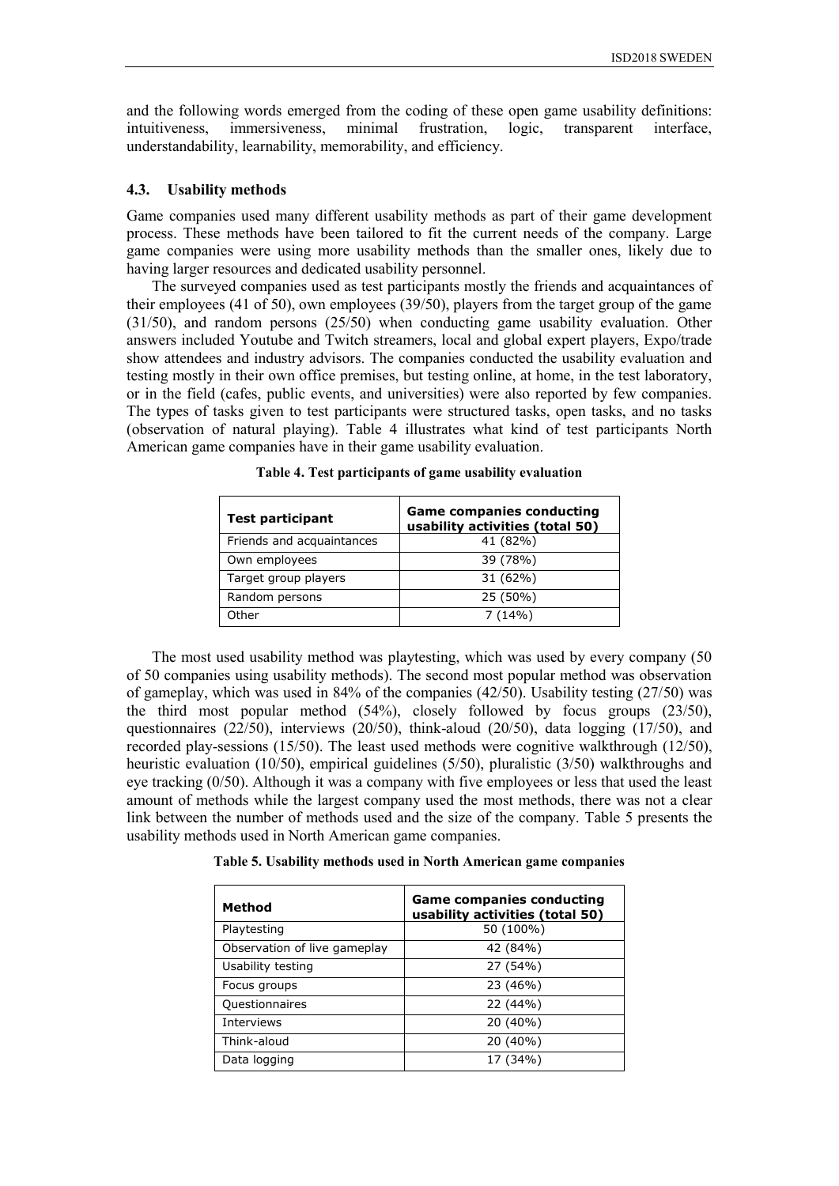and the following words emerged from the coding of these open game usability definitions: intuitiveness, immersiveness, minimal frustration, logic, transparent interface, understandability, learnability, memorability, and efficiency.

### 4.3. Usability methods

Game companies used many different usability methods as part of their game development process. These methods have been tailored to fit the current needs of the company. Large game companies were using more usability methods than the smaller ones, likely due to having larger resources and dedicated usability personnel.

The surveyed companies used as test participants mostly the friends and acquaintances of their employees (41 of 50), own employees (39/50), players from the target group of the game (31/50), and random persons (25/50) when conducting game usability evaluation. Other answers included Youtube and Twitch streamers, local and global expert players, Expo/trade show attendees and industry advisors. The companies conducted the usability evaluation and testing mostly in their own office premises, but testing online, at home, in the test laboratory, or in the field (cafes, public events, and universities) were also reported by few companies. The types of tasks given to test participants were structured tasks, open tasks, and no tasks (observation of natural playing). Table 4 illustrates what kind of test participants North American game companies have in their game usability evaluation.

**Table 4. Test participants of game usability evaluation**

| Test participant | Game companies conducting usability activities (total 50) |
| --- | --- |
| Friends and acquaintances | 41 (82%) |
| Own employees | 39 (78%) |
| Target group players | 31 (62%) |
| Random persons | 25 (50%) |
| Other | 7 (14%) |

The most used usability method was playtesting, which was used by every company (50 of 50 companies using usability methods). The second most popular method was observation of gameplay, which was used in 84% of the companies (42/50). Usability testing (27/50) was the third most popular method (54%), closely followed by focus groups (23/50), questionnaires (22/50), interviews (20/50), think-aloud (20/50), data logging (17/50), and recorded play-sessions (15/50). The least used methods were cognitive walkthrough (12/50), heuristic evaluation (10/50), empirical guidelines (5/50), pluralistic (3/50) walkthroughs and eye tracking (0/50). Although it was a company with five employees or less that used the least amount of methods while the largest company used the most methods, there was not a clear link between the number of methods used and the size of the company. Table 5 presents the usability methods used in North American game companies.

**Table 5. Usability methods used in North American game companies**

| Method | Game companies conducting usability activities (total 50) |
| --- | --- |
| Playtesting | 50 (100%) |
| Observation of live gameplay | 42 (84%) |
| Usability testing | 27 (54%) |
| Focus groups | 23 (46%) |
| Questionnaires | 22 (44%) |
| Interviews | 20 (40%) |
| Think-aloud | 20 (40%) |
| Data logging | 17 (34%) |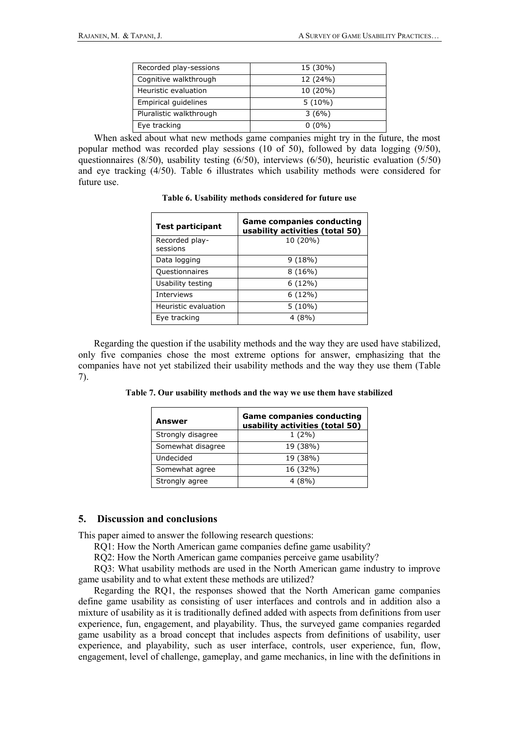| Recorded play-sessions | 15 (30%) |
| --- | --- |
| Cognitive walkthrough | 12 (24%) |
| Heuristic evaluation | 10 (20%) |
| Empirical guidelines | 5 (10%) |
| Pluralistic walkthrough | 3 (6%) |
| Eye tracking | 0 (0%) |

When asked about what new methods game companies might try in the future, the most popular method was recorded play sessions (10 of 50), followed by data logging (9/50), questionnaires (8/50), usability testing (6/50), interviews (6/50), heuristic evaluation (5/50) and eye tracking (4/50). Table 6 illustrates which usability methods were considered for future use.

**Table 6. Usability methods considered for future use**

| Test participant | Game companies conducting usability activities (total 50) |
| --- | --- |
| Recorded play-sessions | 10 (20%) |
| Data logging | 9 (18%) |
| Questionnaires | 8 (16%) |
| Usability testing | 6 (12%) |
| Interviews | 6 (12%) |
| Heuristic evaluation | 5 (10%) |
| Eye tracking | 4 (8%) |

Regarding the question if the usability methods and the way they are used have stabilized, only five companies chose the most extreme options for answer, emphasizing that the companies have not yet stabilized their usability methods and the way they use them (Table 7).

**Table 7. Our usability methods and the way we use them have stabilized**

| Answer | Game companies conducting usability activities (total 50) |
| --- | --- |
| Strongly disagree | 1 (2%) |
| Somewhat disagree | 19 (38%) |
| Undecided | 19 (38%) |
| Somewhat agree | 16 (32%) |
| Strongly agree | 4 (8%) |

## 5. Discussion and conclusions

This paper aimed to answer the following research questions:

RQ1: How the North American game companies define game usability?

RQ2: How the North American game companies perceive game usability?

RQ3: What usability methods are used in the North American game industry to improve game usability and to what extent these methods are utilized?

Regarding the RQ1, the responses showed that the North American game companies define game usability as consisting of user interfaces and controls and in addition also a mixture of usability as it is traditionally defined added with aspects from definitions from user experience, fun, engagement, and playability. Thus, the surveyed game companies regarded game usability as a broad concept that includes aspects from definitions of usability, user experience, and playability, such as user interface, controls, user experience, fun, flow, engagement, level of challenge, gameplay, and game mechanics, in line with the definitions in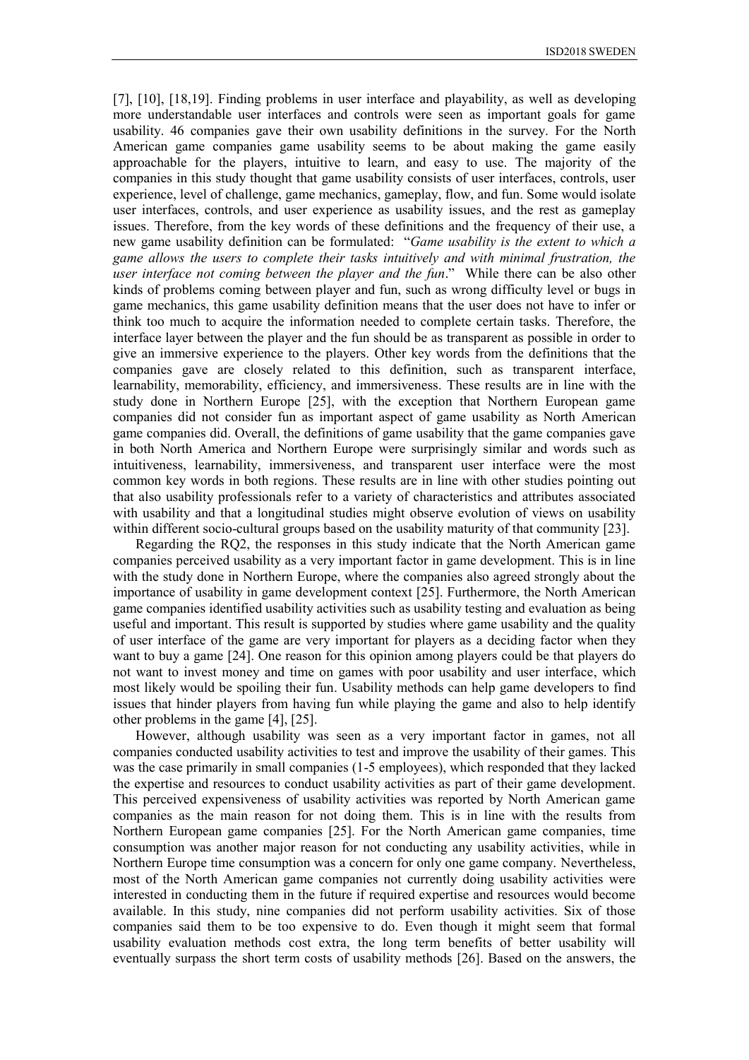[7], [10], [18,19]. Finding problems in user interface and playability, as well as developing more understandable user interfaces and controls were seen as important goals for game usability. 46 companies gave their own usability definitions in the survey. For the North American game companies game usability seems to be about making the game easily approachable for the players, intuitive to learn, and easy to use. The majority of the companies in this study thought that game usability consists of user interfaces, controls, user experience, level of challenge, game mechanics, gameplay, flow, and fun. Some would isolate user interfaces, controls, and user experience as usability issues, and the rest as gameplay issues. Therefore, from the key words of these definitions and the frequency of their use, a new game usability definition can be formulated: "*Game usability is the extent to which a game allows the users to complete their tasks intuitively and with minimal frustration, the user interface not coming between the player and the fun*." While there can be also other kinds of problems coming between player and fun, such as wrong difficulty level or bugs in game mechanics, this game usability definition means that the user does not have to infer or think too much to acquire the information needed to complete certain tasks. Therefore, the interface layer between the player and the fun should be as transparent as possible in order to give an immersive experience to the players. Other key words from the definitions that the companies gave are closely related to this definition, such as transparent interface, learnability, memorability, efficiency, and immersiveness. These results are in line with the study done in Northern Europe [25], with the exception that Northern European game companies did not consider fun as important aspect of game usability as North American game companies did. Overall, the definitions of game usability that the game companies gave in both North America and Northern Europe were surprisingly similar and words such as intuitiveness, learnability, immersiveness, and transparent user interface were the most common key words in both regions. These results are in line with other studies pointing out that also usability professionals refer to a variety of characteristics and attributes associated with usability and that a longitudinal studies might observe evolution of views on usability within different socio-cultural groups based on the usability maturity of that community [23].

Regarding the RQ2, the responses in this study indicate that the North American game companies perceived usability as a very important factor in game development. This is in line with the study done in Northern Europe, where the companies also agreed strongly about the importance of usability in game development context [25]. Furthermore, the North American game companies identified usability activities such as usability testing and evaluation as being useful and important. This result is supported by studies where game usability and the quality of user interface of the game are very important for players as a deciding factor when they want to buy a game [24]. One reason for this opinion among players could be that players do not want to invest money and time on games with poor usability and user interface, which most likely would be spoiling their fun. Usability methods can help game developers to find issues that hinder players from having fun while playing the game and also to help identify other problems in the game [4], [25].

However, although usability was seen as a very important factor in games, not all companies conducted usability activities to test and improve the usability of their games. This was the case primarily in small companies (1-5 employees), which responded that they lacked the expertise and resources to conduct usability activities as part of their game development. This perceived expensiveness of usability activities was reported by North American game companies as the main reason for not doing them. This is in line with the results from Northern European game companies [25]. For the North American game companies, time consumption was another major reason for not conducting any usability activities, while in Northern Europe time consumption was a concern for only one game company. Nevertheless, most of the North American game companies not currently doing usability activities were interested in conducting them in the future if required expertise and resources would become available. In this study, nine companies did not perform usability activities. Six of those companies said them to be too expensive to do. Even though it might seem that formal usability evaluation methods cost extra, the long term benefits of better usability will eventually surpass the short term costs of usability methods [26]. Based on the answers, the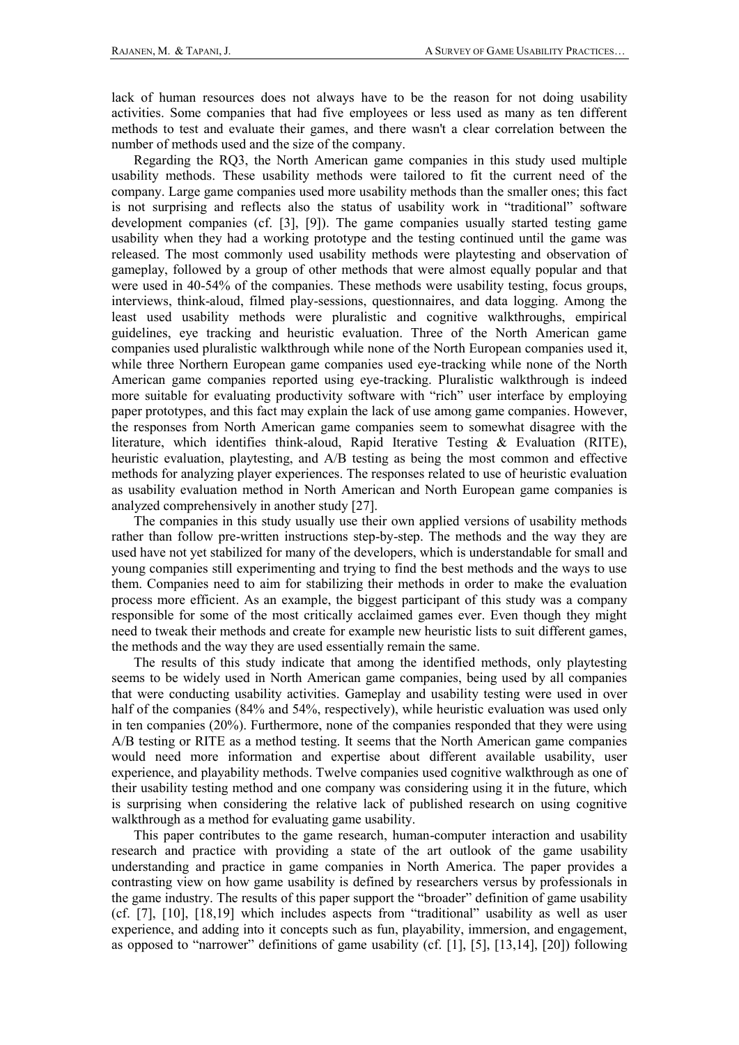lack of human resources does not always have to be the reason for not doing usability activities. Some companies that had five employees or less used as many as ten different methods to test and evaluate their games, and there wasn't a clear correlation between the number of methods used and the size of the company.

Regarding the RQ3, the North American game companies in this study used multiple usability methods. These usability methods were tailored to fit the current need of the company. Large game companies used more usability methods than the smaller ones; this fact is not surprising and reflects also the status of usability work in "traditional" software development companies (cf. [3], [9]). The game companies usually started testing game usability when they had a working prototype and the testing continued until the game was released. The most commonly used usability methods were playtesting and observation of gameplay, followed by a group of other methods that were almost equally popular and that were used in 40-54% of the companies. These methods were usability testing, focus groups, interviews, think-aloud, filmed play-sessions, questionnaires, and data logging. Among the least used usability methods were pluralistic and cognitive walkthroughs, empirical guidelines, eye tracking and heuristic evaluation. Three of the North American game companies used pluralistic walkthrough while none of the North European companies used it, while three Northern European game companies used eye-tracking while none of the North American game companies reported using eye-tracking. Pluralistic walkthrough is indeed more suitable for evaluating productivity software with "rich" user interface by employing paper prototypes, and this fact may explain the lack of use among game companies. However, the responses from North American game companies seem to somewhat disagree with the literature, which identifies think-aloud, Rapid Iterative Testing & Evaluation (RITE), heuristic evaluation, playtesting, and A/B testing as being the most common and effective methods for analyzing player experiences. The responses related to use of heuristic evaluation as usability evaluation method in North American and North European game companies is analyzed comprehensively in another study [27].

The companies in this study usually use their own applied versions of usability methods rather than follow pre-written instructions step-by-step. The methods and the way they are used have not yet stabilized for many of the developers, which is understandable for small and young companies still experimenting and trying to find the best methods and the ways to use them. Companies need to aim for stabilizing their methods in order to make the evaluation process more efficient. As an example, the biggest participant of this study was a company responsible for some of the most critically acclaimed games ever. Even though they might need to tweak their methods and create for example new heuristic lists to suit different games, the methods and the way they are used essentially remain the same.

The results of this study indicate that among the identified methods, only playtesting seems to be widely used in North American game companies, being used by all companies that were conducting usability activities. Gameplay and usability testing were used in over half of the companies (84% and 54%, respectively), while heuristic evaluation was used only in ten companies (20%). Furthermore, none of the companies responded that they were using A/B testing or RITE as a method testing. It seems that the North American game companies would need more information and expertise about different available usability, user experience, and playability methods. Twelve companies used cognitive walkthrough as one of their usability testing method and one company was considering using it in the future, which is surprising when considering the relative lack of published research on using cognitive walkthrough as a method for evaluating game usability.

This paper contributes to the game research, human-computer interaction and usability research and practice with providing a state of the art outlook of the game usability understanding and practice in game companies in North America. The paper provides a contrasting view on how game usability is defined by researchers versus by professionals in the game industry. The results of this paper support the "broader" definition of game usability (cf. [7], [10], [18,19] which includes aspects from "traditional" usability as well as user experience, and adding into it concepts such as fun, playability, immersion, and engagement, as opposed to "narrower" definitions of game usability (cf. [1], [5], [13,14], [20]) following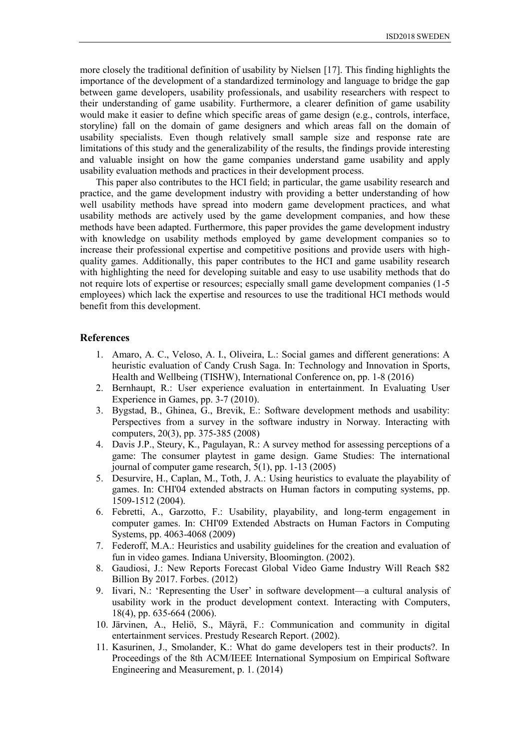more closely the traditional definition of usability by Nielsen [17]. This finding highlights the importance of the development of a standardized terminology and language to bridge the gap between game developers, usability professionals, and usability researchers with respect to their understanding of game usability. Furthermore, a clearer definition of game usability would make it easier to define which specific areas of game design (e.g., controls, interface, storyline) fall on the domain of game designers and which areas fall on the domain of usability specialists. Even though relatively small sample size and response rate are limitations of this study and the generalizability of the results, the findings provide interesting and valuable insight on how the game companies understand game usability and apply usability evaluation methods and practices in their development process.

This paper also contributes to the HCI field; in particular, the game usability research and practice, and the game development industry with providing a better understanding of how well usability methods have spread into modern game development practices, and what usability methods are actively used by the game development companies, and how these methods have been adapted. Furthermore, this paper provides the game development industry with knowledge on usability methods employed by game development companies so to increase their professional expertise and competitive positions and provide users with high-quality games. Additionally, this paper contributes to the HCI and game usability research with highlighting the need for developing suitable and easy to use usability methods that do not require lots of expertise or resources; especially small game development companies (1-5 employees) which lack the expertise and resources to use the traditional HCI methods would benefit from this development.

## References

1. Amaro, A. C., Veloso, A. I., Oliveira, L.: Social games and different generations: A heuristic evaluation of Candy Crush Saga. In: Technology and Innovation in Sports, Health and Wellbeing (TISHW), International Conference on, pp. 1-8 (2016)
2. Bernhaupt, R.: User experience evaluation in entertainment. In Evaluating User Experience in Games, pp. 3-7 (2010).
3. Bygstad, B., Ghinea, G., Brevik, E.: Software development methods and usability: Perspectives from a survey in the software industry in Norway. Interacting with computers, 20(3), pp. 375-385 (2008)
4. Davis J.P., Steury, K., Pagulayan, R.: A survey method for assessing perceptions of a game: The consumer playtest in game design. Game Studies: The international journal of computer game research, 5(1), pp. 1-13 (2005)
5. Desurvire, H., Caplan, M., Toth, J. A.: Using heuristics to evaluate the playability of games. In: CHI'04 extended abstracts on Human factors in computing systems, pp. 1509-1512 (2004).
6. Febretti, A., Garzotto, F.: Usability, playability, and long-term engagement in computer games. In: CHI'09 Extended Abstracts on Human Factors in Computing Systems, pp. 4063-4068 (2009)
7. Federoff, M.A.: Heuristics and usability guidelines for the creation and evaluation of fun in video games. Indiana University, Bloomington. (2002).
8. Gaudiosi, J.: New Reports Forecast Global Video Game Industry Will Reach $82 Billion By 2017. Forbes. (2012)
9. Iivari, N.: 'Representing the User' in software development—a cultural analysis of usability work in the product development context. Interacting with Computers, 18(4), pp. 635-664 (2006).
10. Järvinen, A., Heliö, S., Mäyrä, F.: Communication and community in digital entertainment services. Prestudy Research Report. (2002).
11. Kasurinen, J., Smolander, K.: What do game developers test in their products?. In Proceedings of the 8th ACM/IEEE International Symposium on Empirical Software Engineering and Measurement, p. 1. (2014)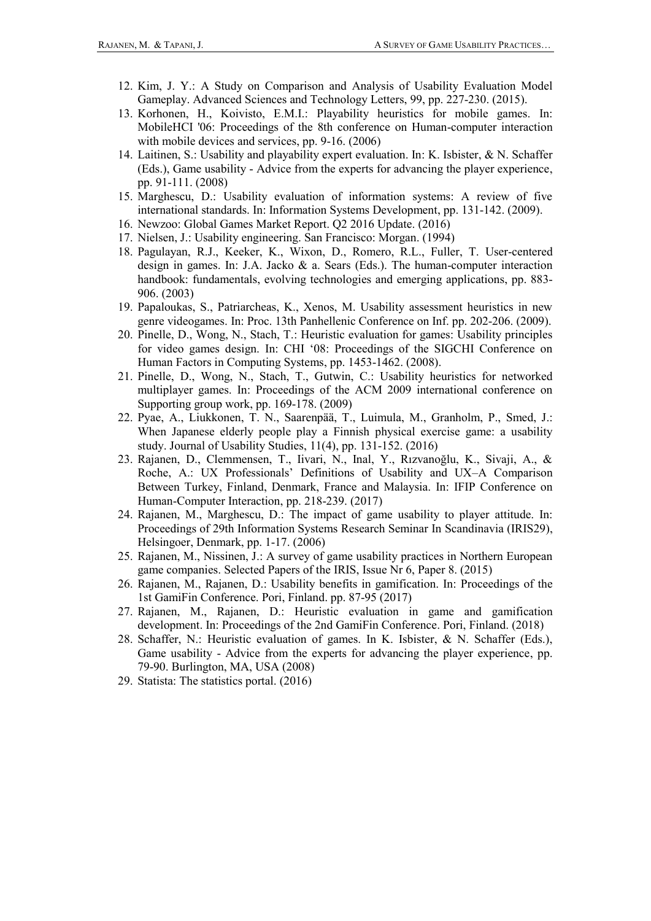12. Kim, J. Y.: A Study on Comparison and Analysis of Usability Evaluation Model Gameplay. Advanced Sciences and Technology Letters, 99, pp. 227-230. (2015).
13. Korhonen, H., Koivisto, E.M.I.: Playability heuristics for mobile games. In: MobileHCI '06: Proceedings of the 8th conference on Human-computer interaction with mobile devices and services, pp. 9-16. (2006)
14. Laitinen, S.: Usability and playability expert evaluation. In: K. Isbister, & N. Schaffer (Eds.), Game usability - Advice from the experts for advancing the player experience, pp. 91-111. (2008)
15. Marghescu, D.: Usability evaluation of information systems: A review of five international standards. In: Information Systems Development, pp. 131-142. (2009).
16. Newzoo: Global Games Market Report. Q2 2016 Update. (2016)
17. Nielsen, J.: Usability engineering. San Francisco: Morgan. (1994)
18. Pagulayan, R.J., Keeker, K., Wixon, D., Romero, R.L., Fuller, T. User-centered design in games. In: J.A. Jacko & a. Sears (Eds.). The human-computer interaction handbook: fundamentals, evolving technologies and emerging applications, pp. 883-906. (2003)
19. Papaloukas, S., Patriarcheas, K., Xenos, M. Usability assessment heuristics in new genre videogames. In: Proc. 13th Panhellenic Conference on Inf. pp. 202-206. (2009).
20. Pinelle, D., Wong, N., Stach, T.: Heuristic evaluation for games: Usability principles for video games design. In: CHI '08: Proceedings of the SIGCHI Conference on Human Factors in Computing Systems, pp. 1453-1462. (2008).
21. Pinelle, D., Wong, N., Stach, T., Gutwin, C.: Usability heuristics for networked multiplayer games. In: Proceedings of the ACM 2009 international conference on Supporting group work, pp. 169-178. (2009)
22. Pyae, A., Liukkonen, T. N., Saarenpää, T., Luimula, M., Granholm, P., Smed, J.: When Japanese elderly people play a Finnish physical exercise game: a usability study. Journal of Usability Studies, 11(4), pp. 131-152. (2016)
23. Rajanen, D., Clemmensen, T., Iivari, N., Inal, Y., Rızvanoğlu, K., Sivaji, A., & Roche, A.: UX Professionals' Definitions of Usability and UX–A Comparison Between Turkey, Finland, Denmark, France and Malaysia. In: IFIP Conference on Human-Computer Interaction, pp. 218-239. (2017)
24. Rajanen, M., Marghescu, D.: The impact of game usability to player attitude. In: Proceedings of 29th Information Systems Research Seminar In Scandinavia (IRIS29), Helsingoer, Denmark, pp. 1-17. (2006)
25. Rajanen, M., Nissinen, J.: A survey of game usability practices in Northern European game companies. Selected Papers of the IRIS, Issue Nr 6, Paper 8. (2015)
26. Rajanen, M., Rajanen, D.: Usability benefits in gamification. In: Proceedings of the 1st GamiFin Conference. Pori, Finland. pp. 87-95 (2017)
27. Rajanen, M., Rajanen, D.: Heuristic evaluation in game and gamification development. In: Proceedings of the 2nd GamiFin Conference. Pori, Finland. (2018)
28. Schaffer, N.: Heuristic evaluation of games. In K. Isbister, & N. Schaffer (Eds.), Game usability - Advice from the experts for advancing the player experience, pp. 79-90. Burlington, MA, USA (2008)
29. Statista: The statistics portal. (2016)